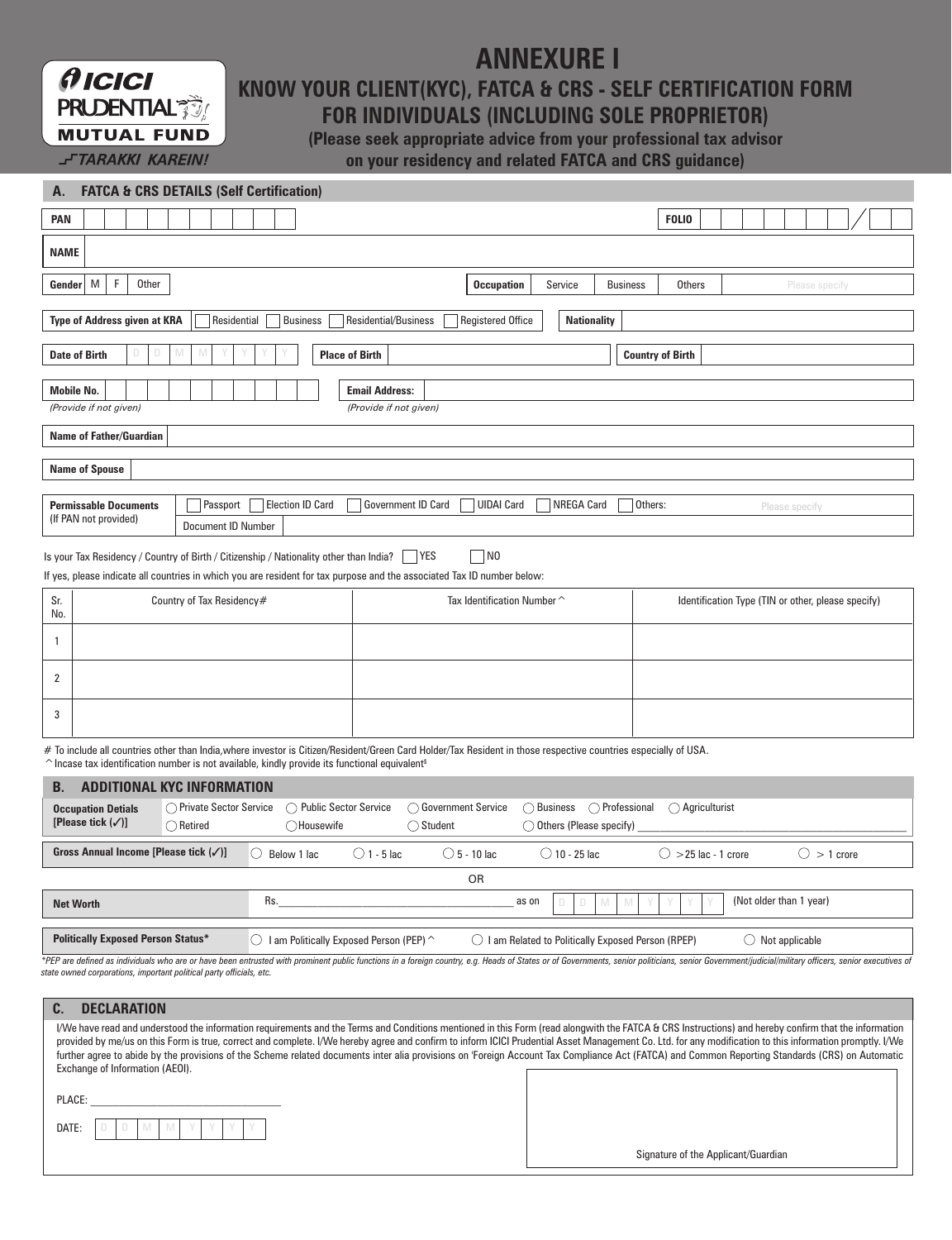ICICI PRUDENTIAL MUTUAL FUND
TARAKKI KAREIN!

# ANNEXURE I

## KNOW YOUR CLIENT(KYC), FATCA & CRS - SELF CERTIFICATION FORM FOR INDIVIDUALS (INCLUDING SOLE PROPRIETOR)

**(Please seek appropriate advice from your professional tax advisor on your residency and related FATCA and CRS guidance)**

### A. FATCA & CRS DETAILS (Self Certification)

**PAN** ____________ **FOLIO** ____________ / ____

**NAME** ____________

**Gender** M F Other **Occupation** Service Business Others Please specify

**Type of Address given at KRA** ☐ Residential ☐ Business ☐ Residential/Business ☐ Registered Office **Nationality** ____________

**Date of Birth** D D M M Y Y Y Y **Place of Birth** ____________ **Country of Birth** ____________

**Mobile No.** ____________ *(Provide if not given)* **Email Address:** ____________ *(Provide if not given)*

**Name of Father/Guardian** ____________

**Name of Spouse** ____________

**Permissable Documents** (If PAN not provided) ☐ Passport ☐ Election ID Card ☐ Government ID Card ☐ UIDAI Card ☐ NREGA Card ☐ Others: Please specify
Document ID Number ____________

Is your Tax Residency / Country of Birth / Citizenship / Nationality other than India? ☐ YES ☐ NO

If yes, please indicate all countries in which you are resident for tax purpose and the associated Tax ID number below:

| Sr. No. | Country of Tax Residency# | Tax Identification Number^ | Identification Type (TIN or other, please specify) |
|---|---|---|---|
| 1 | | | |
| 2 | | | |
| 3 | | | |

# To include all countries other than India,where investor is Citizen/Resident/Green Card Holder/Tax Resident in those respective countries especially of USA.
^ Incase tax identification number is not available, kindly provide its functional equivalent$

### B. ADDITIONAL KYC INFORMATION

**Occupation Detials [Please tick (✓)]** ◯ Private Sector Service ◯ Public Sector Service ◯ Government Service ◯ Business ◯ Professional ◯ Agriculturist ◯ Retired ◯ Housewife ◯ Student ◯ Others (Please specify) ____________

**Gross Annual Income [Please tick (✓)]** ◯ Below 1 lac ◯ 1 - 5 lac ◯ 5 - 10 lac ◯ 10 - 25 lac ◯ >25 lac - 1 crore ◯ > 1 crore

OR

**Net Worth** Rs.____________ as on D D M M Y Y Y Y (Not older than 1 year)

**Politically Exposed Person Status*** ◯ I am Politically Exposed Person (PEP)^ ◯ I am Related to Politically Exposed Person (RPEP) ◯ Not applicable

*\*PEP are defined as individuals who are or have been entrusted with prominent public functions in a foreign country, e.g. Heads of States or of Governments, senior politicians, senior Government/judicial/military officers, senior executives of state owned corporations, important political party officials, etc.*

### C. DECLARATION

I/We have read and understood the information requirements and the Terms and Conditions mentioned in this Form (read alongwith the FATCA & CRS Instructions) and hereby confirm that the information provided by me/us on this Form is true, correct and complete. I/We hereby agree and confirm to inform ICICI Prudential Asset Management Co. Ltd. for any modification to this information promptly. I/We further agree to abide by the provisions of the Scheme related documents inter alia provisions on 'Foreign Account Tax Compliance Act (FATCA) and Common Reporting Standards (CRS) on Automatic Exchange of Information (AEOI).

PLACE: ____________

DATE: D D M M Y Y Y Y

Signature of the Applicant/Guardian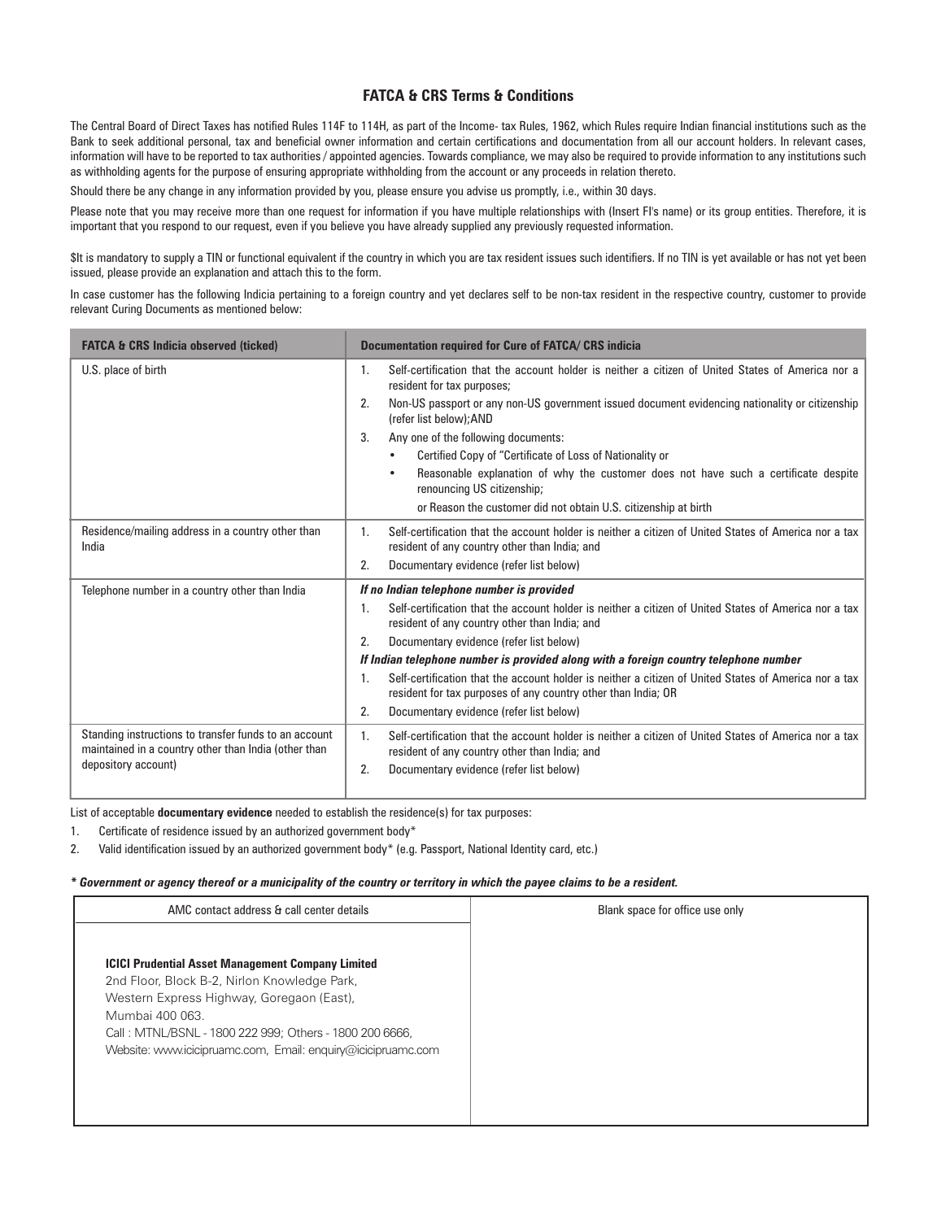## FATCA & CRS Terms & Conditions

The Central Board of Direct Taxes has notified Rules 114F to 114H, as part of the Income- tax Rules, 1962, which Rules require Indian financial institutions such as the Bank to seek additional personal, tax and beneficial owner information and certain certifications and documentation from all our account holders. In relevant cases, information will have to be reported to tax authorities / appointed agencies. Towards compliance, we may also be required to provide information to any institutions such as withholding agents for the purpose of ensuring appropriate withholding from the account or any proceeds in relation thereto.

Should there be any change in any information provided by you, please ensure you advise us promptly, i.e., within 30 days.

Please note that you may receive more than one request for information if you have multiple relationships with (Insert FI's name) or its group entities. Therefore, it is important that you respond to our request, even if you believe you have already supplied any previously requested information.

$It is mandatory to supply a TIN or functional equivalent if the country in which you are tax resident issues such identifiers. If no TIN is yet available or has not yet been issued, please provide an explanation and attach this to the form.

In case customer has the following Indicia pertaining to a foreign country and yet declares self to be non-tax resident in the respective country, customer to provide relevant Curing Documents as mentioned below:

| FATCA & CRS Indicia observed (ticked) | Documentation required for Cure of FATCA/ CRS indicia |
|---|---|
| U.S. place of birth | 1. Self-certification that the account holder is neither a citizen of United States of America nor a resident for tax purposes;<br>2. Non-US passport or any non-US government issued document evidencing nationality or citizenship (refer list below);AND<br>3. Any one of the following documents:<br>• Certified Copy of "Certificate of Loss of Nationality or<br>• Reasonable explanation of why the customer does not have such a certificate despite renouncing US citizenship;<br>or Reason the customer did not obtain U.S. citizenship at birth |
| Residence/mailing address in a country other than India | 1. Self-certification that the account holder is neither a citizen of United States of America nor a tax resident of any country other than India; and<br>2. Documentary evidence (refer list below) |
| Telephone number in a country other than India | ***If no Indian telephone number is provided***<br>1. Self-certification that the account holder is neither a citizen of United States of America nor a tax resident of any country other than India; and<br>2. Documentary evidence (refer list below)<br>***If Indian telephone number is provided along with a foreign country telephone number***<br>1. Self-certification that the account holder is neither a citizen of United States of America nor a tax resident for tax purposes of any country other than India; OR<br>2. Documentary evidence (refer list below) |
| Standing instructions to transfer funds to an account maintained in a country other than India (other than depository account) | 1. Self-certification that the account holder is neither a citizen of United States of America nor a tax resident of any country other than India; and<br>2. Documentary evidence (refer list below) |

List of acceptable **documentary evidence** needed to establish the residence(s) for tax purposes:

1. Certificate of residence issued by an authorized government body*
2. Valid identification issued by an authorized government body* (e.g. Passport, National Identity card, etc.)

***\* Government or agency thereof or a municipality of the country or territory in which the payee claims to be a resident.***

| AMC contact address & call center details | Blank space for office use only |
|---|---|
| **ICICI Prudential Asset Management Company Limited**<br>2nd Floor, Block B-2, Nirlon Knowledge Park,<br>Western Express Highway, Goregaon (East),<br>Mumbai 400 063.<br>Call : MTNL/BSNL - 1800 222 999; Others - 1800 200 6666,<br>Website: www.icicipruamc.com, Email: enquiry@icicipruamc.com | |